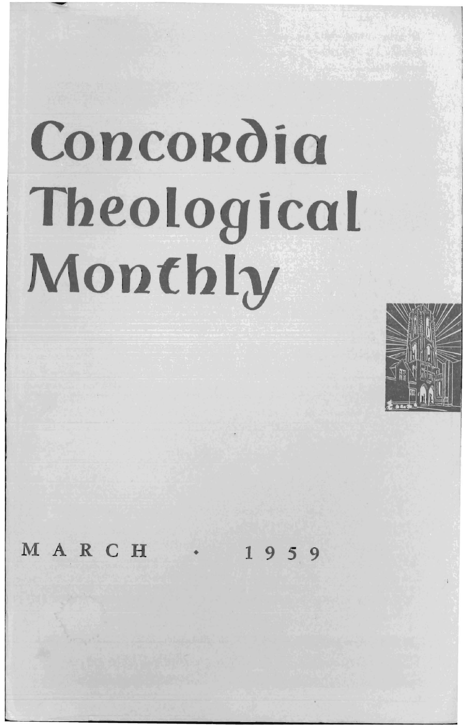# Concordia Theological Monthly

MARCH · 1959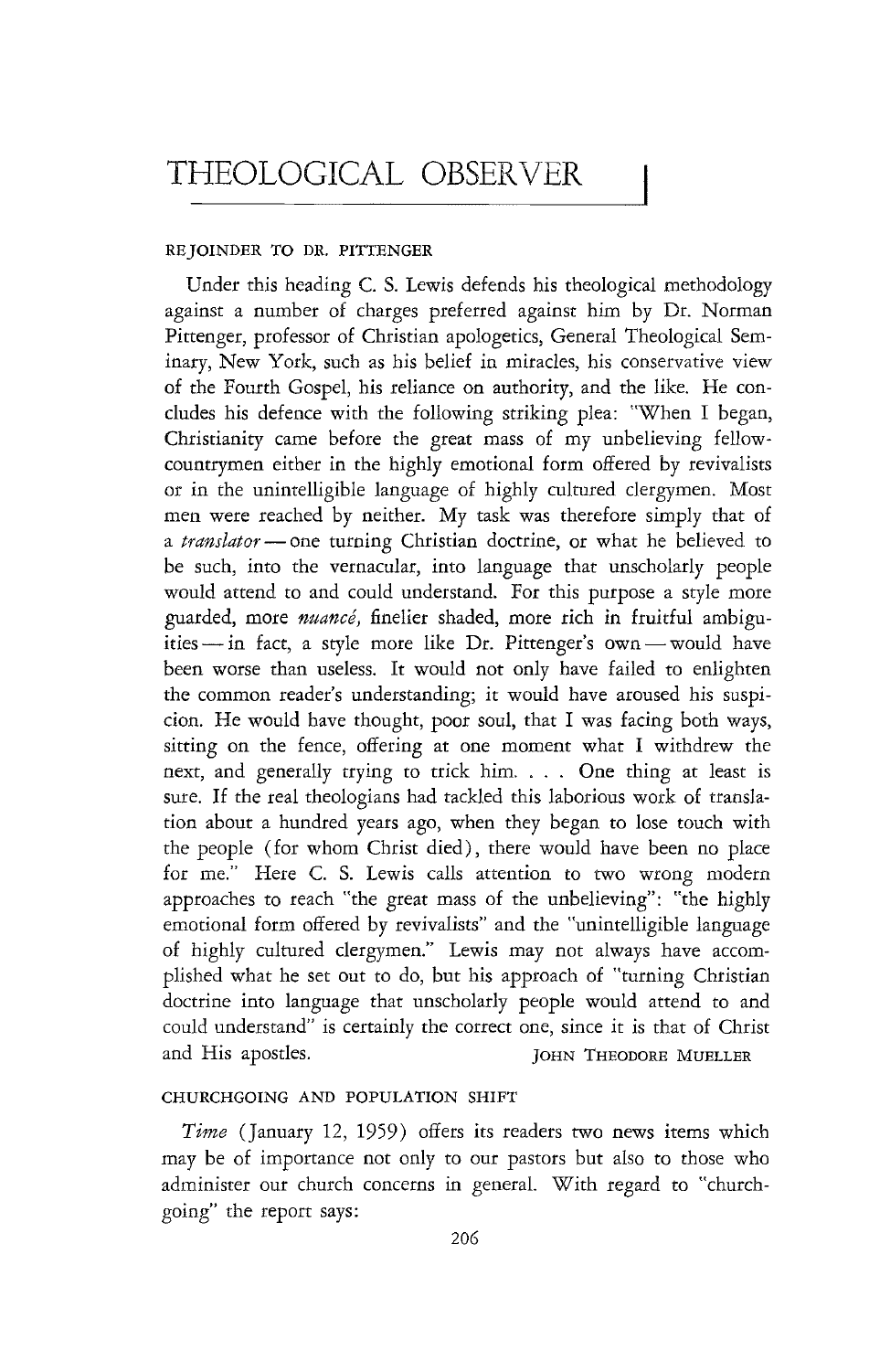# THEOLOGICAL OBSERVER

## REJOINDER TO DR. PITTENGER

Under this heading C. S. Lewis defends his theological methodology against a number of charges preferred against him by Dr. Norman Pittenger, professor of Christian apologetics, General Theological Seminary, New York, such as his belief in miracles, his conservative view of the Fourth Gospel, his reliance on authority, and the like. He concludes his defence with the following striking plea: "When I began, Christianity came before the great mass of my unbelieving fellow-countrymen either in the highly emotional form offered by revivalists or in the unintelligible language of highly cultured clergymen. Most men were reached by neither. My task was therefore simply that of a *translator* — one turning Christian doctrine, or what he believed to be such, into the vernacular, into language that unscholarly people would attend to and could understand. For this purpose a style more guarded, more *nuancé*, finelier shaded, more rich in fruitful ambiguities — in fact, a style more like Dr. Pittenger's own — would have been worse than useless. It would not only have failed to enlighten the common reader's understanding; it would have aroused his suspicion. He would have thought, poor soul, that I was facing both ways, sitting on the fence, offering at one moment what I withdrew the next, and generally trying to trick him. . . . One thing at least is sure. If the real theologians had tackled this laborious work of translation about a hundred years ago, when they began to lose touch with the people (for whom Christ died), there would have been no place for me." Here C. S. Lewis calls attention to two wrong modern approaches to reach "the great mass of the unbelieving": "the highly emotional form offered by revivalists" and the "unintelligible language of highly cultured clergymen." Lewis may not always have accomplished what he set out to do, but his approach of "turning Christian doctrine into language that unscholarly people would attend to and could understand" is certainly the correct one, since it is that of Christ and His apostles.

JOHN THEODORE MUELLER

## CHURCHGOING AND POPULATION SHIFT

*Time* (January 12, 1959) offers its readers two news items which may be of importance not only to our pastors but also to those who administer our church concerns in general. With regard to "churchgoing" the report says: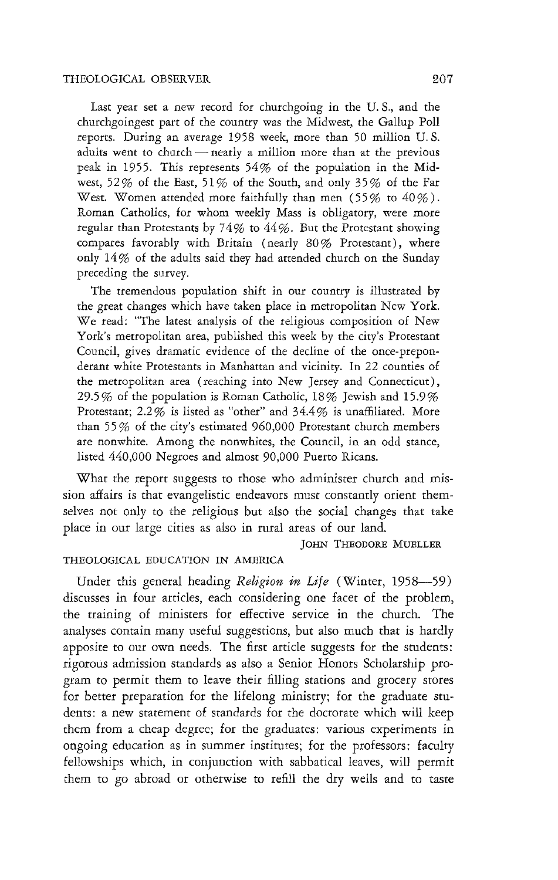Last year set a new record for churchgoing in the U. S., and the churchgoingest part of the country was the Midwest, the Gallup Poll reports. During an average 1958 week, more than 50 million U. S. adults went to church — nearly a million more than at the previous peak in 1955. This represents 54% of the population in the Midwest, 52% of the East, 51% of the South, and only 35% of the Far West. Women attended more faithfully than men (55% to 40%). Roman Catholics, for whom weekly Mass is obligatory, were more regular than Protestants by 74% to 44%. But the Protestant showing compares favorably with Britain (nearly 80% Protestant), where only 14% of the adults said they had attended church on the Sunday preceding the survey.

The tremendous population shift in our country is illustrated by the great changes which have taken place in metropolitan New York. We read: "The latest analysis of the religious composition of New York's metropolitan area, published this week by the city's Protestant Council, gives dramatic evidence of the decline of the once-preponderant white Protestants in Manhattan and vicinity. In 22 counties of the metropolitan area (reaching into New Jersey and Connecticut), 29.5% of the population is Roman Catholic, 18% Jewish and 15.9% Protestant; 2.2% is listed as "other" and 34.4% is unaffiliated. More than 55% of the city's estimated 960,000 Protestant church members are nonwhite. Among the nonwhites, the Council, in an odd stance, listed 440,000 Negroes and almost 90,000 Puerto Ricans.

What the report suggests to those who administer church and mission affairs is that evangelistic endeavors must constantly orient themselves not only to the religious but also the social changes that take place in our large cities as also in rural areas of our land.

JOHN THEODORE MUELLER

## THEOLOGICAL EDUCATION IN AMERICA

Under this general heading *Religion in Life* (Winter, 1958—59) discusses in four articles, each considering one facet of the problem, the training of ministers for effective service in the church. The analyses contain many useful suggestions, but also much that is hardly apposite to our own needs. The first article suggests for the students: rigorous admission standards as also a Senior Honors Scholarship program to permit them to leave their filling stations and grocery stores for better preparation for the lifelong ministry; for the graduate students: a new statement of standards for the doctorate which will keep them from a cheap degree; for the graduates: various experiments in ongoing education as in summer institutes; for the professors: faculty fellowships which, in conjunction with sabbatical leaves, will permit them to go abroad or otherwise to refill the dry wells and to taste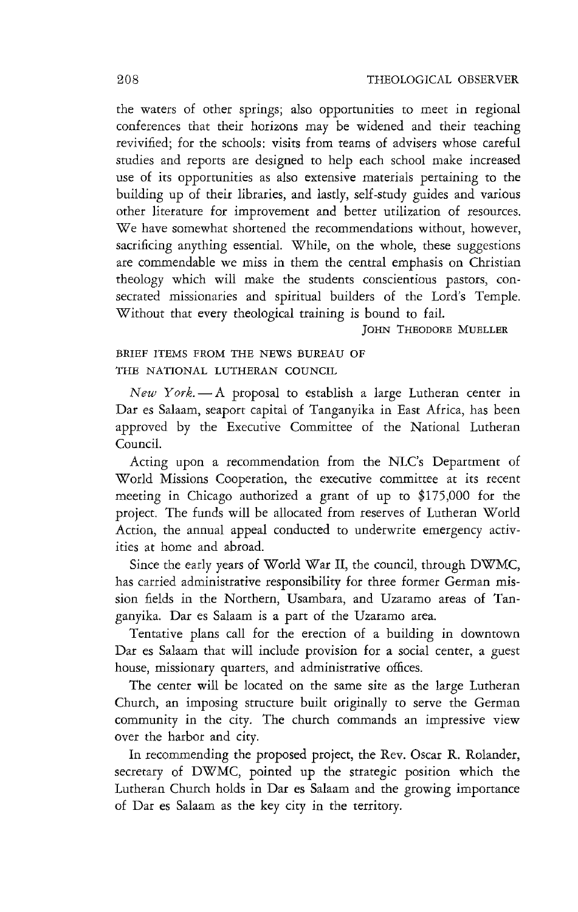the waters of other springs; also opportunities to meet in regional conferences that their horizons may be widened and their teaching revivified; for the schools: visits from teams of advisers whose careful studies and reports are designed to help each school make increased use of its opportunities as also extensive materials pertaining to the building up of their libraries, and lastly, self-study guides and various other literature for improvement and better utilization of resources. We have somewhat shortened the recommendations without, however, sacrificing anything essential. While, on the whole, these suggestions are commendable we miss in them the central emphasis on Christian theology which will make the students conscientious pastors, consecrated missionaries and spiritual builders of the Lord's Temple. Without that every theological training is bound to fail.

JOHN THEODORE MUELLER

## BRIEF ITEMS FROM THE NEWS BUREAU OF THE NATIONAL LUTHERAN COUNCIL

*New York.* — A proposal to establish a large Lutheran center in Dar es Salaam, seaport capital of Tanganyika in East Africa, has been approved by the Executive Committee of the National Lutheran Council.

Acting upon a recommendation from the NLC's Department of World Missions Cooperation, the executive committee at its recent meeting in Chicago authorized a grant of up to $175,000 for the project. The funds will be allocated from reserves of Lutheran World Action, the annual appeal conducted to underwrite emergency activities at home and abroad.

Since the early years of World War II, the council, through DWMC, has carried administrative responsibility for three former German mission fields in the Northern, Usambara, and Uzaramo areas of Tanganyika. Dar es Salaam is a part of the Uzaramo area.

Tentative plans call for the erection of a building in downtown Dar es Salaam that will include provision for a social center, a guest house, missionary quarters, and administrative offices.

The center will be located on the same site as the large Lutheran Church, an imposing structure built originally to serve the German community in the city. The church commands an impressive view over the harbor and city.

In recommending the proposed project, the Rev. Oscar R. Rolander, secretary of DWMC, pointed up the strategic position which the Lutheran Church holds in Dar es Salaam and the growing importance of Dar es Salaam as the key city in the territory.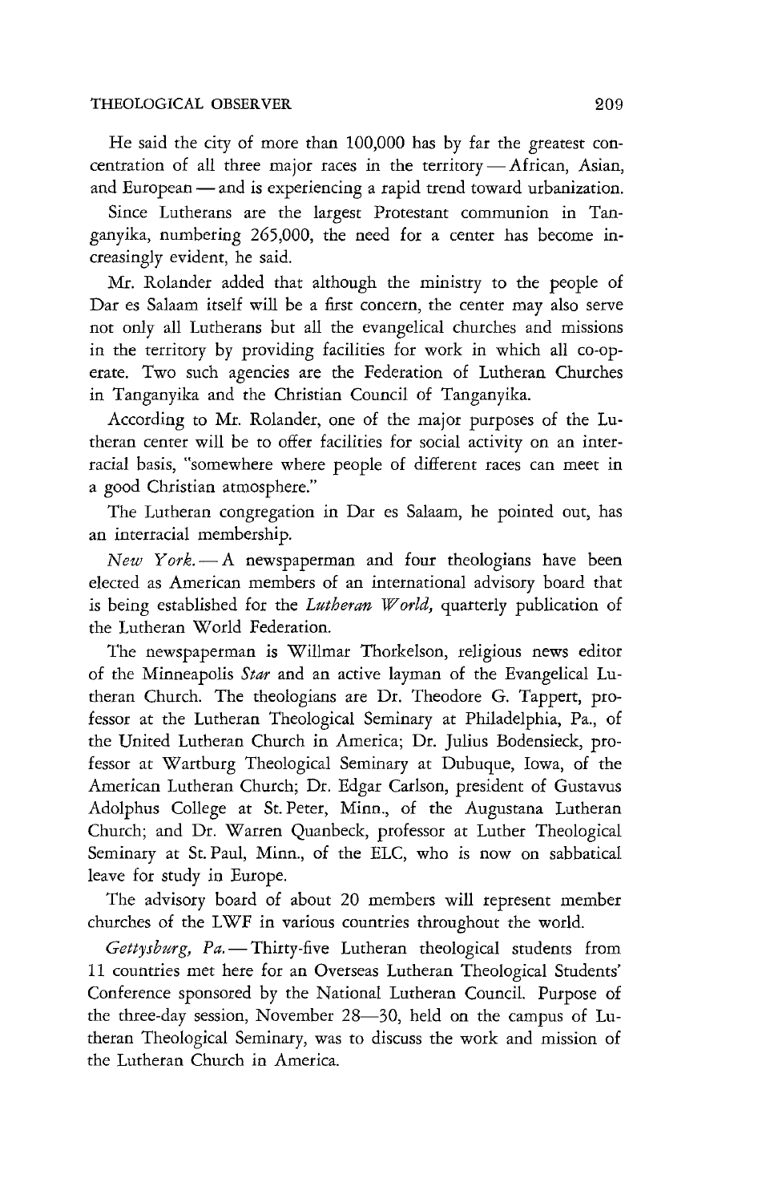He said the city of more than 100,000 has by far the greatest concentration of all three major races in the territory — African, Asian, and European — and is experiencing a rapid trend toward urbanization.

Since Lutherans are the largest Protestant communion in Tanganyika, numbering 265,000, the need for a center has become increasingly evident, he said.

Mr. Rolander added that although the ministry to the people of Dar es Salaam itself will be a first concern, the center may also serve not only all Lutherans but all the evangelical churches and missions in the territory by providing facilities for work in which all co-operate. Two such agencies are the Federation of Lutheran Churches in Tanganyika and the Christian Council of Tanganyika.

According to Mr. Rolander, one of the major purposes of the Lutheran center will be to offer facilities for social activity on an interracial basis, "somewhere where people of different races can meet in a good Christian atmosphere."

The Lutheran congregation in Dar es Salaam, he pointed out, has an interracial membership.

*New York.* — A newspaperman and four theologians have been elected as American members of an international advisory board that is being established for the *Lutheran World*, quarterly publication of the Lutheran World Federation.

The newspaperman is Willmar Thorkelson, religious news editor of the Minneapolis *Star* and an active layman of the Evangelical Lutheran Church. The theologians are Dr. Theodore G. Tappert, professor at the Lutheran Theological Seminary at Philadelphia, Pa., of the United Lutheran Church in America; Dr. Julius Bodensieck, professor at Wartburg Theological Seminary at Dubuque, Iowa, of the American Lutheran Church; Dr. Edgar Carlson, president of Gustavus Adolphus College at St. Peter, Minn., of the Augustana Lutheran Church; and Dr. Warren Quanbeck, professor at Luther Theological Seminary at St. Paul, Minn., of the ELC, who is now on sabbatical leave for study in Europe.

The advisory board of about 20 members will represent member churches of the LWF in various countries throughout the world.

*Gettysburg, Pa.* — Thirty-five Lutheran theological students from 11 countries met here for an Overseas Lutheran Theological Students' Conference sponsored by the National Lutheran Council. Purpose of the three-day session, November 28—30, held on the campus of Lutheran Theological Seminary, was to discuss the work and mission of the Lutheran Church in America.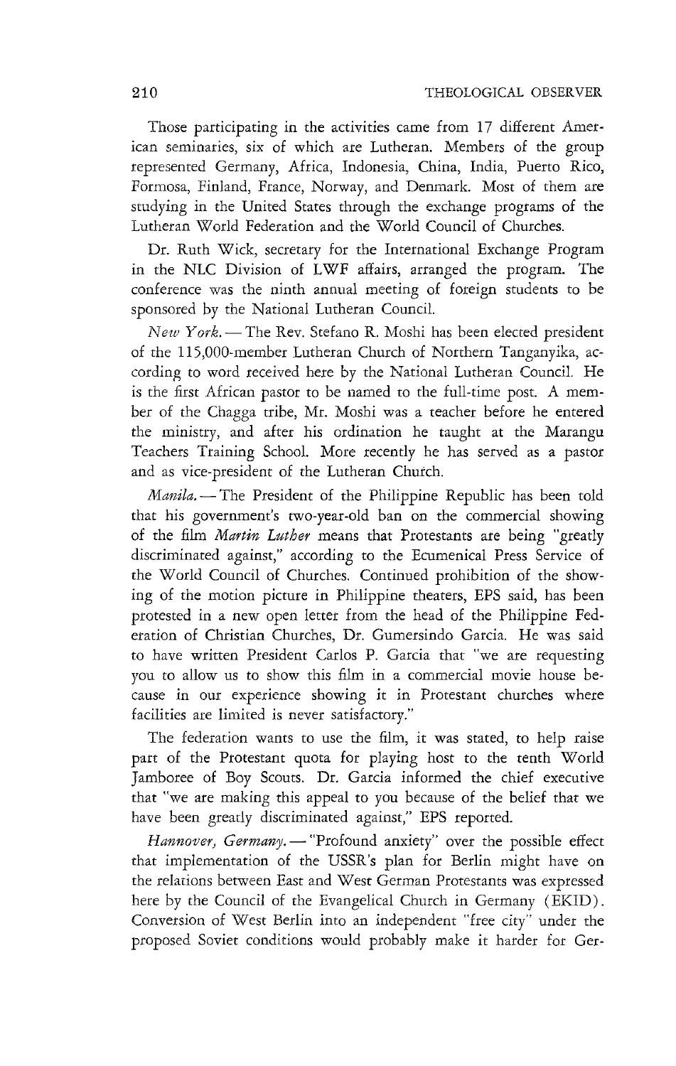Those participating in the activities came from 17 different American seminaries, six of which are Lutheran. Members of the group represented Germany, Africa, Indonesia, China, India, Puerto Rico, Formosa, Finland, France, Norway, and Denmark. Most of them are studying in the United States through the exchange programs of the Lutheran World Federation and the World Council of Churches.

Dr. Ruth Wick, secretary for the International Exchange Program in the NLC Division of LWF affairs, arranged the program. The conference was the ninth annual meeting of foreign students to be sponsored by the National Lutheran Council.

*New York.* — The Rev. Stefano R. Moshi has been elected president of the 115,000-member Lutheran Church of Northern Tanganyika, according to word received here by the National Lutheran Council. He is the first African pastor to be named to the full-time post. A member of the Chagga tribe, Mr. Moshi was a teacher before he entered the ministry, and after his ordination he taught at the Marangu Teachers Training School. More recently he has served as a pastor and as vice-president of the Lutheran Church.

*Manila.* — The President of the Philippine Republic has been told that his government's two-year-old ban on the commercial showing of the film *Martin Luther* means that Protestants are being "greatly discriminated against," according to the Ecumenical Press Service of the World Council of Churches. Continued prohibition of the showing of the motion picture in Philippine theaters, EPS said, has been protested in a new open letter from the head of the Philippine Federation of Christian Churches, Dr. Gumersindo Garcia. He was said to have written President Carlos P. Garcia that "we are requesting you to allow us to show this film in a commercial movie house because in our experience showing it in Protestant churches where facilities are limited is never satisfactory."

The federation wants to use the film, it was stated, to help raise part of the Protestant quota for playing host to the tenth World Jamboree of Boy Scouts. Dr. Garcia informed the chief executive that "we are making this appeal to you because of the belief that we have been greatly discriminated against," EPS reported.

*Hannover, Germany.* — "Profound anxiety" over the possible effect that implementation of the USSR's plan for Berlin might have on the relations between East and West German Protestants was expressed here by the Council of the Evangelical Church in Germany (EKID). Conversion of West Berlin into an independent "free city" under the proposed Soviet conditions would probably make it harder for Ger-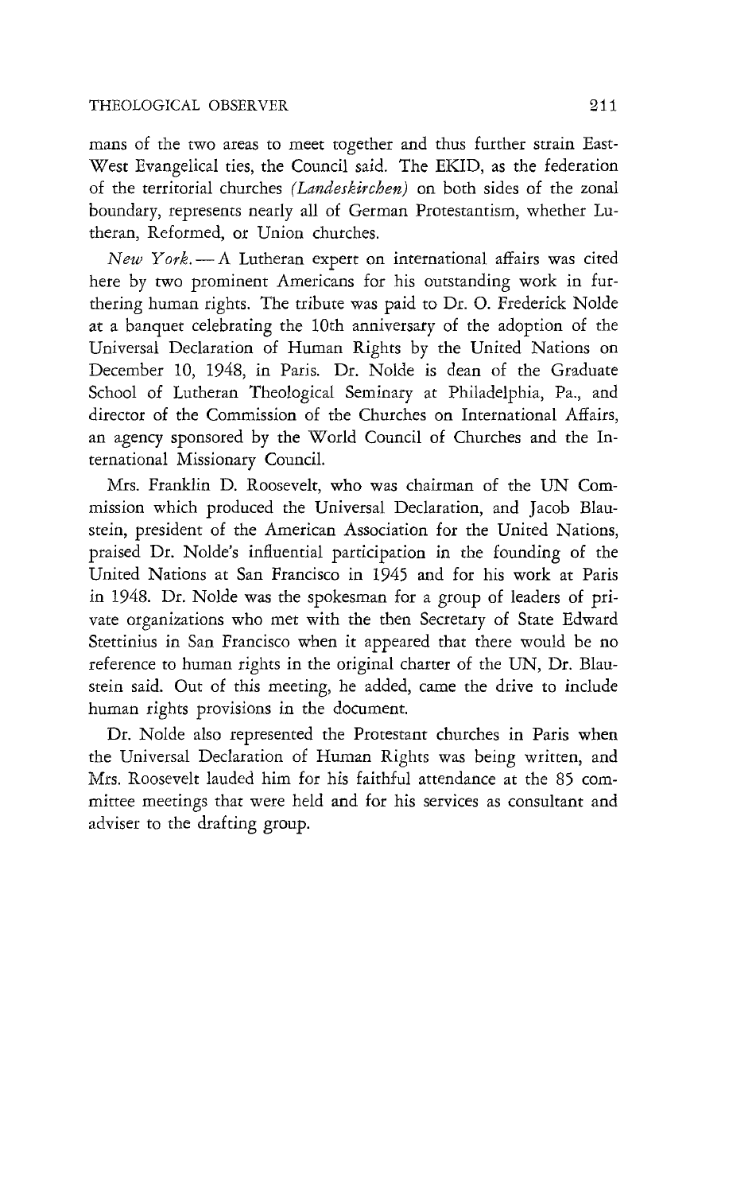mans of the two areas to meet together and thus further strain East-West Evangelical ties, the Council said. The EKID, as the federation of the territorial churches *(Landeskirchen)* on both sides of the zonal boundary, represents nearly all of German Protestantism, whether Lutheran, Reformed, or Union churches.

*New York.* — A Lutheran expert on international affairs was cited here by two prominent Americans for his outstanding work in furthering human rights. The tribute was paid to Dr. O. Frederick Nolde at a banquet celebrating the 10th anniversary of the adoption of the Universal Declaration of Human Rights by the United Nations on December 10, 1948, in Paris. Dr. Nolde is dean of the Graduate School of Lutheran Theological Seminary at Philadelphia, Pa., and director of the Commission of the Churches on International Affairs, an agency sponsored by the World Council of Churches and the International Missionary Council.

Mrs. Franklin D. Roosevelt, who was chairman of the UN Commission which produced the Universal Declaration, and Jacob Blaustein, president of the American Association for the United Nations, praised Dr. Nolde's influential participation in the founding of the United Nations at San Francisco in 1945 and for his work at Paris in 1948. Dr. Nolde was the spokesman for a group of leaders of private organizations who met with the then Secretary of State Edward Stettinius in San Francisco when it appeared that there would be no reference to human rights in the original charter of the UN, Dr. Blaustein said. Out of this meeting, he added, came the drive to include human rights provisions in the document.

Dr. Nolde also represented the Protestant churches in Paris when the Universal Declaration of Human Rights was being written, and Mrs. Roosevelt lauded him for his faithful attendance at the 85 committee meetings that were held and for his services as consultant and adviser to the drafting group.